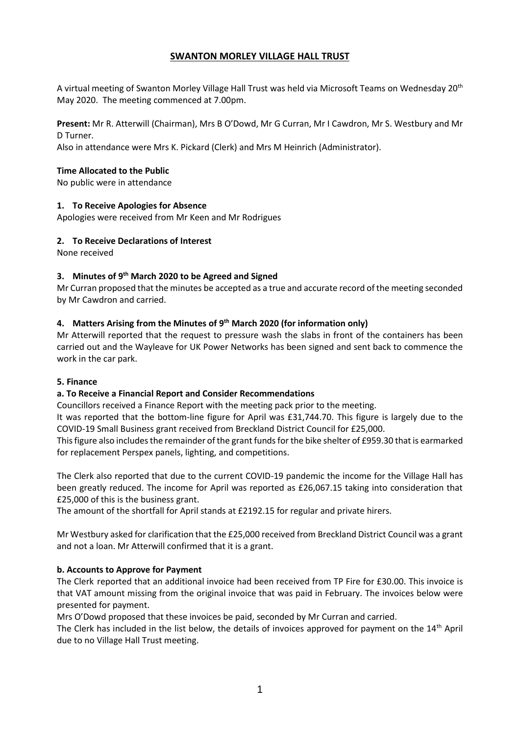# SWANTON MORLEY VILLAGE HALL TRUST

A virtual meeting of Swanton Morley Village Hall Trust was held via Microsoft Teams on Wednesday 20th May 2020. The meeting commenced at 7.00pm.

**Present:** Mr R. Atterwill (Chairman), Mrs B O'Dowd, Mr G Curran, Mr I Cawdron, Mr S. Westbury and Mr D Turner.

Also in attendance were Mrs K. Pickard (Clerk) and Mrs M Heinrich (Administrator).

### Time Allocated to the Public

No public were in attendance

### 1. To Receive Apologies for Absence

Apologies were received from Mr Keen and Mr Rodrigues

### 2. To Receive Declarations of Interest

None received

### 3. Minutes of 9th March 2020 to be Agreed and Signed

Mr Curran proposed that the minutes be accepted as a true and accurate record of the meeting seconded by Mr Cawdron and carried.

### 4. Matters Arising from the Minutes of 9th March 2020 (for information only)

Mr Atterwill reported that the request to pressure wash the slabs in front of the containers has been carried out and the Wayleave for UK Power Networks has been signed and sent back to commence the work in the car park.

### 5. Finance

#### a. To Receive a Financial Report and Consider Recommendations

Councillors received a Finance Report with the meeting pack prior to the meeting.

It was reported that the bottom-line figure for April was £31,744.70. This figure is largely due to the COVID-19 Small Business grant received from Breckland District Council for £25,000.

This figure also includes the remainder of the grant funds for the bike shelter of £959.30 that is earmarked for replacement Perspex panels, lighting, and competitions.

The Clerk also reported that due to the current COVID-19 pandemic the income for the Village Hall has been greatly reduced. The income for April was reported as £26,067.15 taking into consideration that £25,000 of this is the business grant.

The amount of the shortfall for April stands at £2192.15 for regular and private hirers.

Mr Westbury asked for clarification that the £25,000 received from Breckland District Council was a grant and not a loan. Mr Atterwill confirmed that it is a grant.

#### b. Accounts to Approve for Payment

The Clerk reported that an additional invoice had been received from TP Fire for £30.00. This invoice is that VAT amount missing from the original invoice that was paid in February. The invoices below were presented for payment.

Mrs O'Dowd proposed that these invoices be paid, seconded by Mr Curran and carried.

The Clerk has included in the list below, the details of invoices approved for payment on the 14th April due to no Village Hall Trust meeting.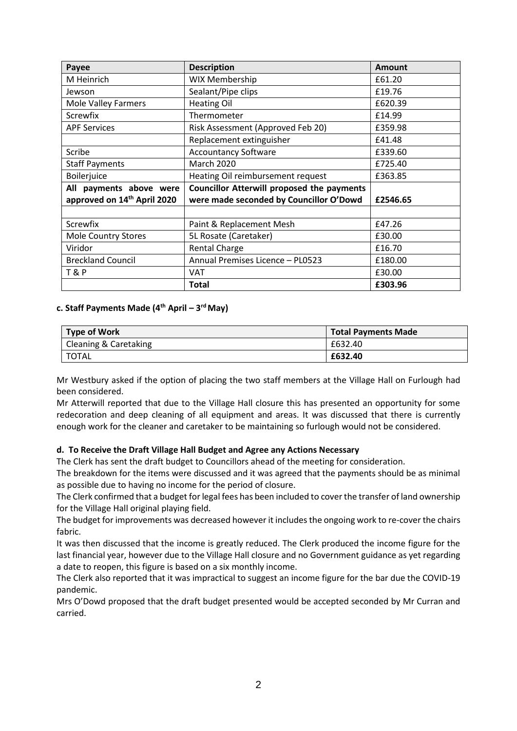| Payee | Description | Amount |
| --- | --- | --- |
| M Heinrich | WIX Membership | £61.20 |
| Jewson | Sealant/Pipe clips | £19.76 |
| Mole Valley Farmers | Heating Oil | £620.39 |
| Screwfix | Thermometer | £14.99 |
| APF Services | Risk Assessment (Approved Feb 20) | £359.98 |
| | Replacement extinguisher | £41.48 |
| Scribe | Accountancy Software | £339.60 |
| Staff Payments | March 2020 | £725.40 |
| Boilerjuice | Heating Oil reimbursement request | £363.85 |
| **All payments above were approved on 14th April 2020** | **Councillor Atterwill proposed the payments were made seconded by Councillor O'Dowd** | **£2546.65** |
| | | |
| Screwfix | Paint & Replacement Mesh | £47.26 |
| Mole Country Stores | 5L Rosate (Caretaker) | £30.00 |
| Viridor | Rental Charge | £16.70 |
| Breckland Council | Annual Premises Licence – PL0523 | £180.00 |
| T & P | VAT | £30.00 |
| | **Total** | **£303.96** |

#### c. Staff Payments Made (4th April – 3rd May)

| Type of Work | Total Payments Made |
| --- | --- |
| Cleaning & Caretaking | £632.40 |
| TOTAL | **£632.40** |

Mr Westbury asked if the option of placing the two staff members at the Village Hall on Furlough had been considered.

Mr Atterwill reported that due to the Village Hall closure this has presented an opportunity for some redecoration and deep cleaning of all equipment and areas. It was discussed that there is currently enough work for the cleaner and caretaker to be maintaining so furlough would not be considered.

#### d. To Receive the Draft Village Hall Budget and Agree any Actions Necessary

The Clerk has sent the draft budget to Councillors ahead of the meeting for consideration.

The breakdown for the items were discussed and it was agreed that the payments should be as minimal as possible due to having no income for the period of closure.

The Clerk confirmed that a budget for legal fees has been included to cover the transfer of land ownership for the Village Hall original playing field.

The budget for improvements was decreased however it includes the ongoing work to re-cover the chairs fabric.

It was then discussed that the income is greatly reduced. The Clerk produced the income figure for the last financial year, however due to the Village Hall closure and no Government guidance as yet regarding a date to reopen, this figure is based on a six monthly income.

The Clerk also reported that it was impractical to suggest an income figure for the bar due the COVID-19 pandemic.

Mrs O'Dowd proposed that the draft budget presented would be accepted seconded by Mr Curran and carried.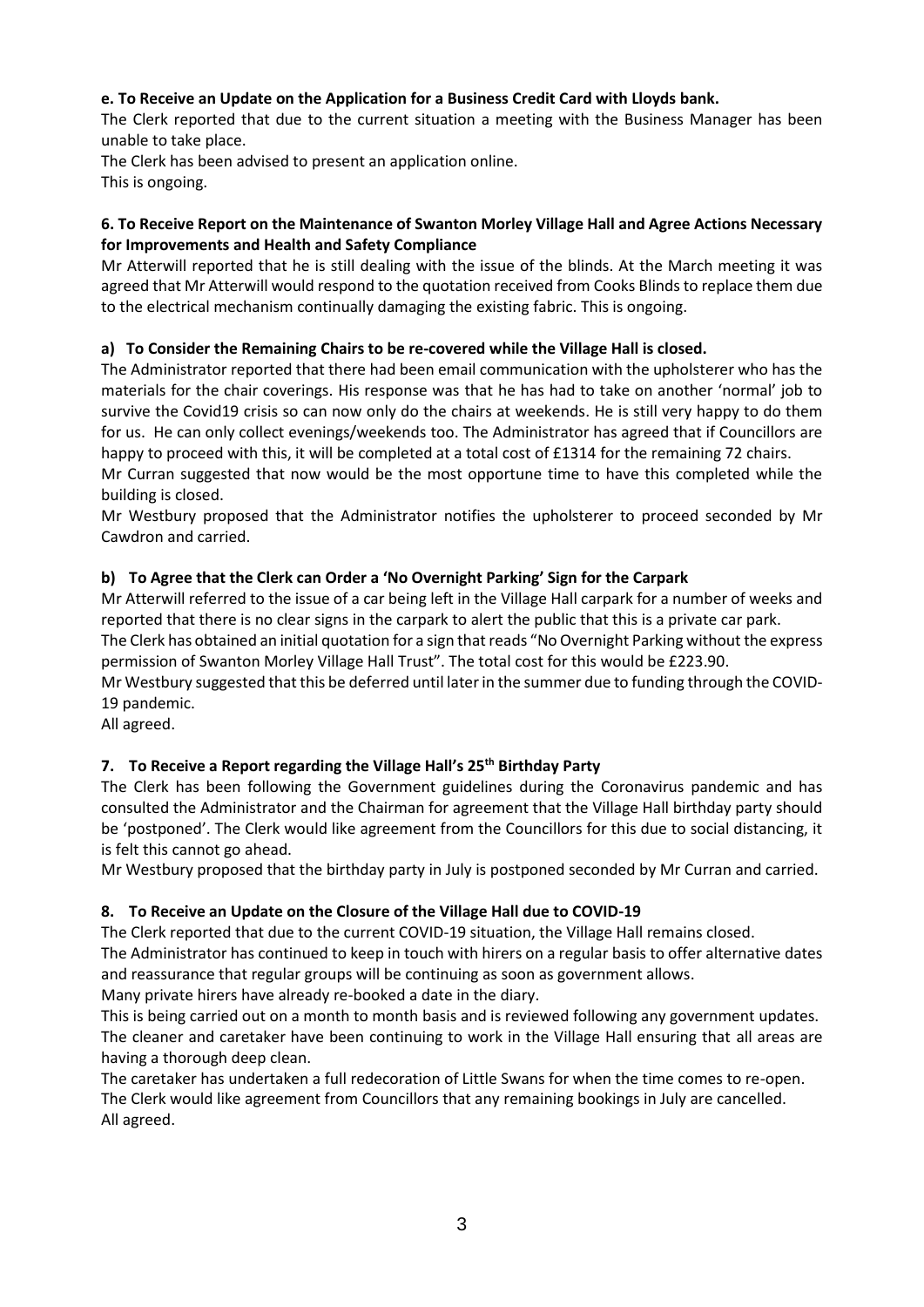**e. To Receive an Update on the Application for a Business Credit Card with Lloyds bank.**

The Clerk reported that due to the current situation a meeting with the Business Manager has been unable to take place.

The Clerk has been advised to present an application online.

This is ongoing.

**6. To Receive Report on the Maintenance of Swanton Morley Village Hall and Agree Actions Necessary for Improvements and Health and Safety Compliance**

Mr Atterwill reported that he is still dealing with the issue of the blinds. At the March meeting it was agreed that Mr Atterwill would respond to the quotation received from Cooks Blinds to replace them due to the electrical mechanism continually damaging the existing fabric. This is ongoing.

**a) To Consider the Remaining Chairs to be re-covered while the Village Hall is closed.**

The Administrator reported that there had been email communication with the upholsterer who has the materials for the chair coverings. His response was that he has had to take on another 'normal' job to survive the Covid19 crisis so can now only do the chairs at weekends. He is still very happy to do them for us. He can only collect evenings/weekends too. The Administrator has agreed that if Councillors are happy to proceed with this, it will be completed at a total cost of £1314 for the remaining 72 chairs.

Mr Curran suggested that now would be the most opportune time to have this completed while the building is closed.

Mr Westbury proposed that the Administrator notifies the upholsterer to proceed seconded by Mr Cawdron and carried.

**b) To Agree that the Clerk can Order a 'No Overnight Parking' Sign for the Carpark**

Mr Atterwill referred to the issue of a car being left in the Village Hall carpark for a number of weeks and reported that there is no clear signs in the carpark to alert the public that this is a private car park.

The Clerk has obtained an initial quotation for a sign that reads "No Overnight Parking without the express permission of Swanton Morley Village Hall Trust". The total cost for this would be £223.90.

Mr Westbury suggested that this be deferred until later in the summer due to funding through the COVID-19 pandemic.

All agreed.

**7. To Receive a Report regarding the Village Hall's 25th Birthday Party**

The Clerk has been following the Government guidelines during the Coronavirus pandemic and has consulted the Administrator and the Chairman for agreement that the Village Hall birthday party should be 'postponed'. The Clerk would like agreement from the Councillors for this due to social distancing, it is felt this cannot go ahead.

Mr Westbury proposed that the birthday party in July is postponed seconded by Mr Curran and carried.

**8. To Receive an Update on the Closure of the Village Hall due to COVID-19**

The Clerk reported that due to the current COVID-19 situation, the Village Hall remains closed.

The Administrator has continued to keep in touch with hirers on a regular basis to offer alternative dates and reassurance that regular groups will be continuing as soon as government allows.

Many private hirers have already re-booked a date in the diary.

This is being carried out on a month to month basis and is reviewed following any government updates.

The cleaner and caretaker have been continuing to work in the Village Hall ensuring that all areas are having a thorough deep clean.

The caretaker has undertaken a full redecoration of Little Swans for when the time comes to re-open.

The Clerk would like agreement from Councillors that any remaining bookings in July are cancelled.

All agreed.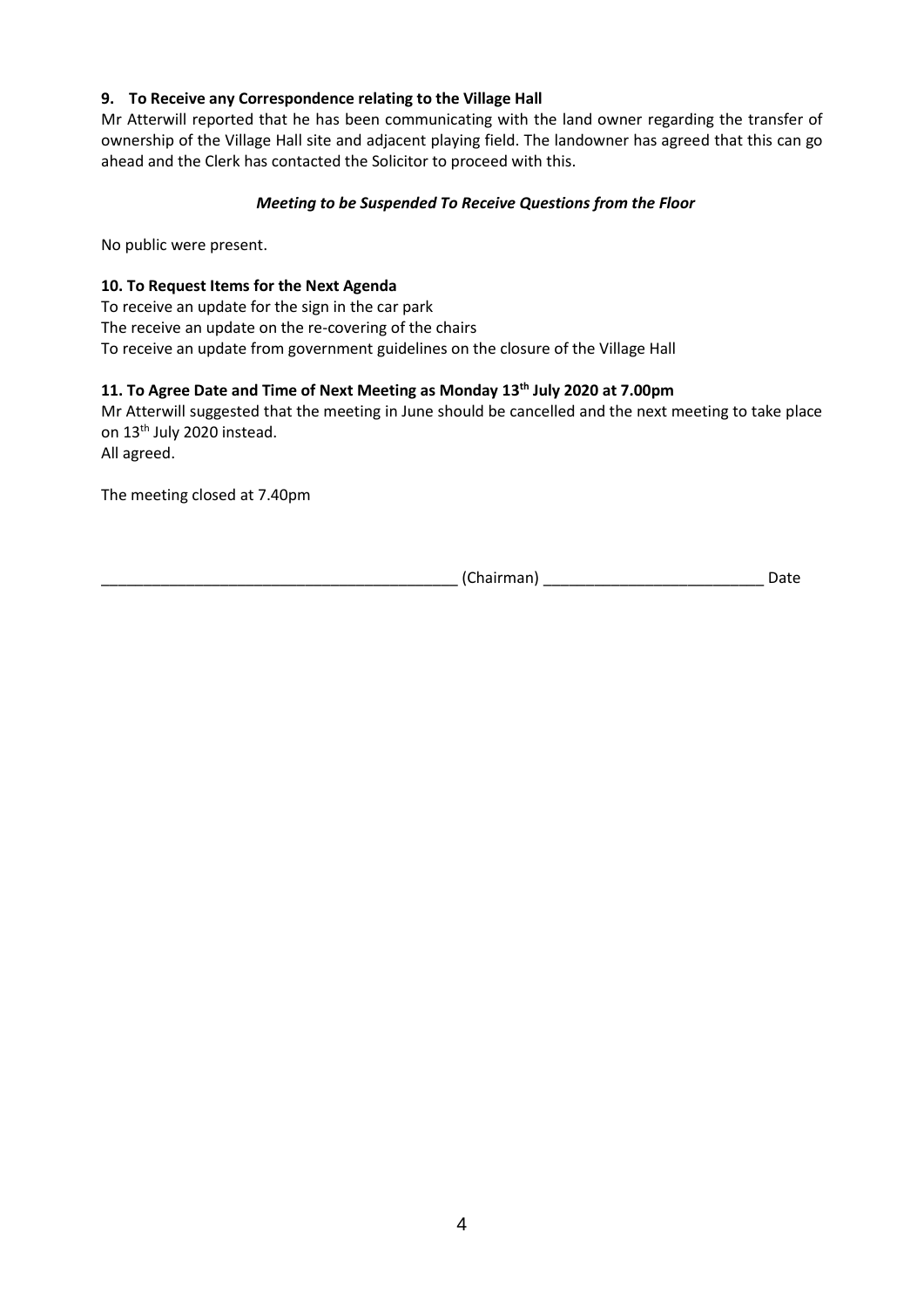**9. To Receive any Correspondence relating to the Village Hall**

Mr Atterwill reported that he has been communicating with the land owner regarding the transfer of ownership of the Village Hall site and adjacent playing field. The landowner has agreed that this can go ahead and the Clerk has contacted the Solicitor to proceed with this.

***Meeting to be Suspended To Receive Questions from the Floor***

No public were present.

**10. To Request Items for the Next Agenda**

To receive an update for the sign in the car park
The receive an update on the re-covering of the chairs
To receive an update from government guidelines on the closure of the Village Hall

**11. To Agree Date and Time of Next Meeting as Monday 13th July 2020 at 7.00pm**

Mr Atterwill suggested that the meeting in June should be cancelled and the next meeting to take place on 13th July 2020 instead.
All agreed.

The meeting closed at 7.40pm

__________________________________________ (Chairman) __________________________ Date